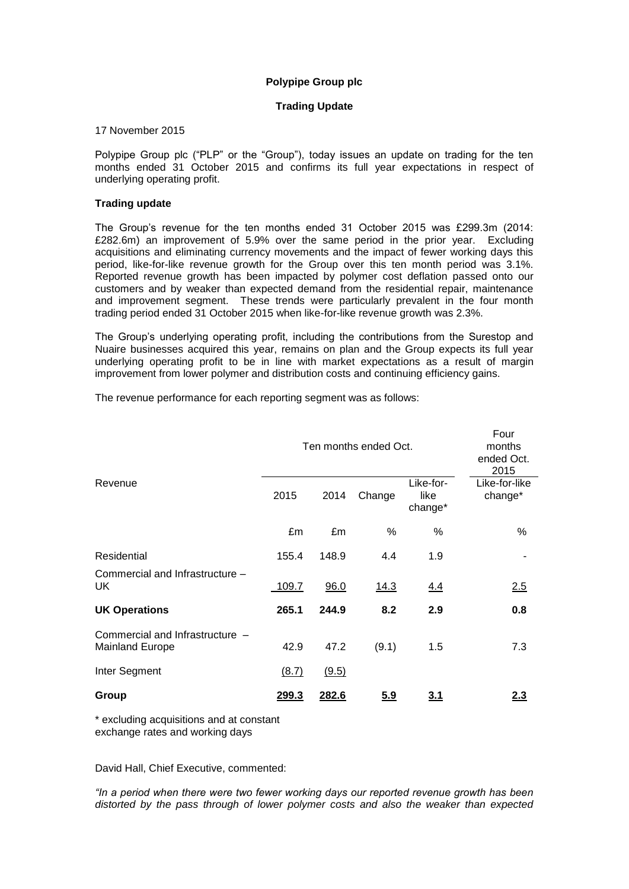**Polypipe Group plc**

**Trading Update**

17 November 2015

Polypipe Group plc ("PLP" or the "Group"), today issues an update on trading for the ten months ended 31 October 2015 and confirms its full year expectations in respect of underlying operating profit.

**Trading update**

The Group's revenue for the ten months ended 31 October 2015 was £299.3m (2014: £282.6m) an improvement of 5.9% over the same period in the prior year. Excluding acquisitions and eliminating currency movements and the impact of fewer working days this period, like-for-like revenue growth for the Group over this ten month period was 3.1%. Reported revenue growth has been impacted by polymer cost deflation passed onto our customers and by weaker than expected demand from the residential repair, maintenance and improvement segment. These trends were particularly prevalent in the four month trading period ended 31 October 2015 when like-for-like revenue growth was 2.3%.

The Group's underlying operating profit, including the contributions from the Surestop and Nuaire businesses acquired this year, remains on plan and the Group expects its full year underlying operating profit to be in line with market expectations as a result of margin improvement from lower polymer and distribution costs and continuing efficiency gains.

The revenue performance for each reporting segment was as follows:

| Revenue | Ten months ended Oct. | | | | Four months ended Oct. 2015 |
|---|---|---|---|---|---|
| | 2015 | 2014 | Change | Like-for-like change* | Like-for-like change* |
| | £m | £m | % | % | % |
| Residential | 155.4 | 148.9 | 4.4 | 1.9 | - |
| Commercial and Infrastructure – UK | 109.7 | 96.0 | 14.3 | 4.4 | 2.5 |
| **UK Operations** | **265.1** | **244.9** | **8.2** | **2.9** | **0.8** |
| Commercial and Infrastructure – Mainland Europe | 42.9 | 47.2 | (9.1) | 1.5 | 7.3 |
| Inter Segment | (8.7) | (9.5) | | | |
| **Group** | **299.3** | **282.6** | **5.9** | **3.1** | **2.3** |

* excluding acquisitions and at constant exchange rates and working days

David Hall, Chief Executive, commented:

*"In a period when there were two fewer working days our reported revenue growth has been distorted by the pass through of lower polymer costs and also the weaker than expected*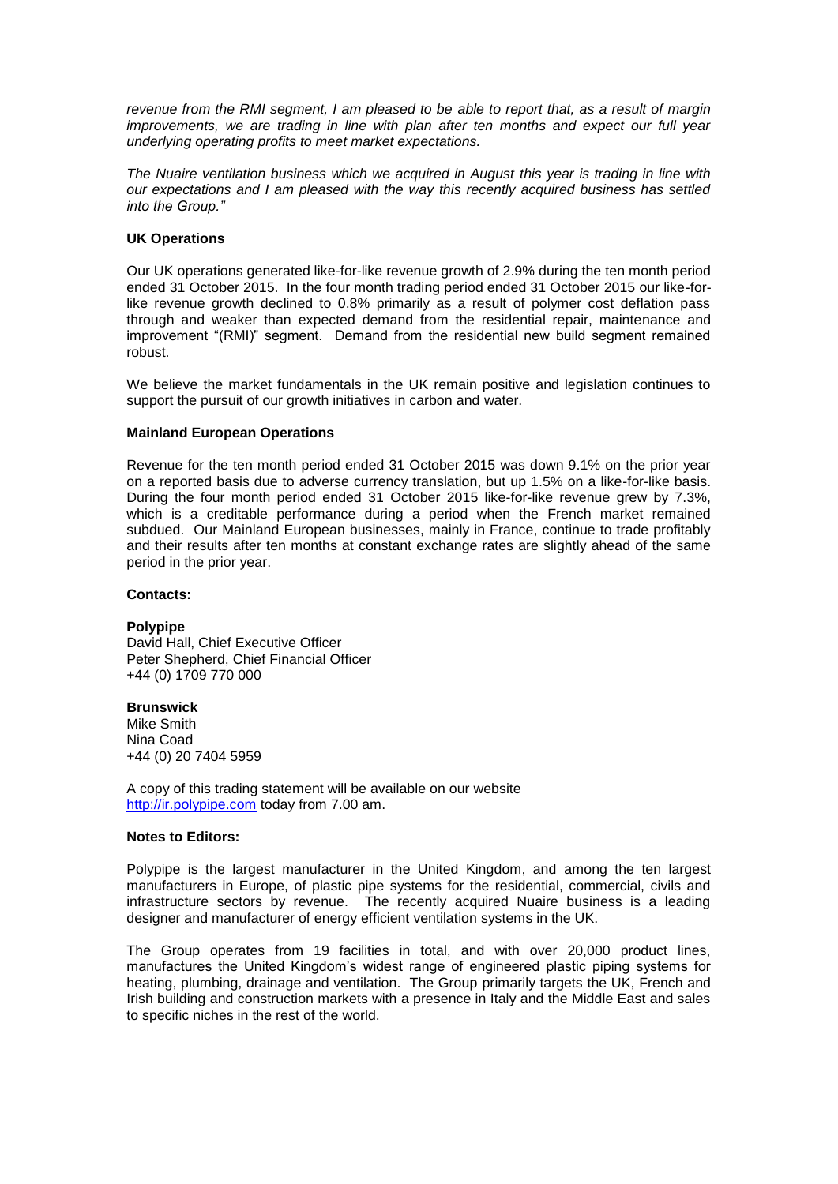*revenue from the RMI segment, I am pleased to be able to report that, as a result of margin improvements, we are trading in line with plan after ten months and expect our full year underlying operating profits to meet market expectations.*

*The Nuaire ventilation business which we acquired in August this year is trading in line with our expectations and I am pleased with the way this recently acquired business has settled into the Group."*

**UK Operations**

Our UK operations generated like-for-like revenue growth of 2.9% during the ten month period ended 31 October 2015. In the four month trading period ended 31 October 2015 our like-for-like revenue growth declined to 0.8% primarily as a result of polymer cost deflation pass through and weaker than expected demand from the residential repair, maintenance and improvement "(RMI)" segment. Demand from the residential new build segment remained robust.

We believe the market fundamentals in the UK remain positive and legislation continues to support the pursuit of our growth initiatives in carbon and water.

**Mainland European Operations**

Revenue for the ten month period ended 31 October 2015 was down 9.1% on the prior year on a reported basis due to adverse currency translation, but up 1.5% on a like-for-like basis. During the four month period ended 31 October 2015 like-for-like revenue grew by 7.3%, which is a creditable performance during a period when the French market remained subdued. Our Mainland European businesses, mainly in France, continue to trade profitably and their results after ten months at constant exchange rates are slightly ahead of the same period in the prior year.

**Contacts:**

**Polypipe**
David Hall, Chief Executive Officer
Peter Shepherd, Chief Financial Officer
+44 (0) 1709 770 000

**Brunswick**
Mike Smith
Nina Coad
+44 (0) 20 7404 5959

A copy of this trading statement will be available on our website http://ir.polypipe.com today from 7.00 am.

**Notes to Editors:**

Polypipe is the largest manufacturer in the United Kingdom, and among the ten largest manufacturers in Europe, of plastic pipe systems for the residential, commercial, civils and infrastructure sectors by revenue. The recently acquired Nuaire business is a leading designer and manufacturer of energy efficient ventilation systems in the UK.

The Group operates from 19 facilities in total, and with over 20,000 product lines, manufactures the United Kingdom's widest range of engineered plastic piping systems for heating, plumbing, drainage and ventilation. The Group primarily targets the UK, French and Irish building and construction markets with a presence in Italy and the Middle East and sales to specific niches in the rest of the world.